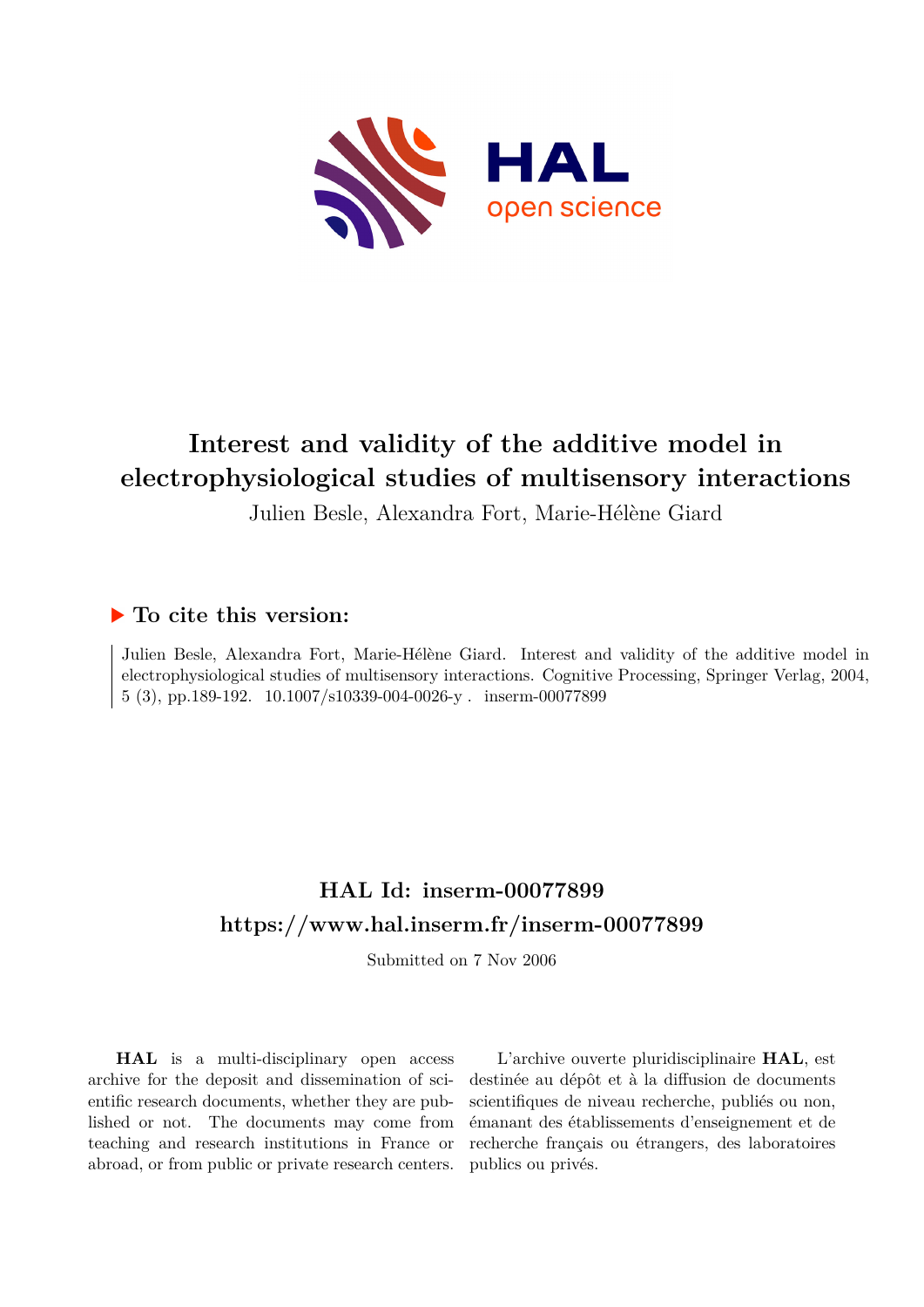# Interest and validity of the additive model in electrophysiological studies of multisensory interactions

Julien Besle, Alexandra Fort, Marie-Hélène Giard

## ▶ To cite this version:

Julien Besle, Alexandra Fort, Marie-Hélène Giard. Interest and validity of the additive model in electrophysiological studies of multisensory interactions. Cognitive Processing, Springer Verlag, 2004, 5 (3), pp.189-192. 10.1007/s10339-004-0026-y . inserm-00077899

## HAL Id: inserm-00077899

## https://www.hal.inserm.fr/inserm-00077899

Submitted on 7 Nov 2006

**HAL** is a multi-disciplinary open access archive for the deposit and dissemination of scientific research documents, whether they are published or not. The documents may come from teaching and research institutions in France or abroad, or from public or private research centers.

L'archive ouverte pluridisciplinaire **HAL**, est destinée au dépôt et à la diffusion de documents scientifiques de niveau recherche, publiés ou non, émanant des établissements d'enseignement et de recherche français ou étrangers, des laboratoires publics ou privés.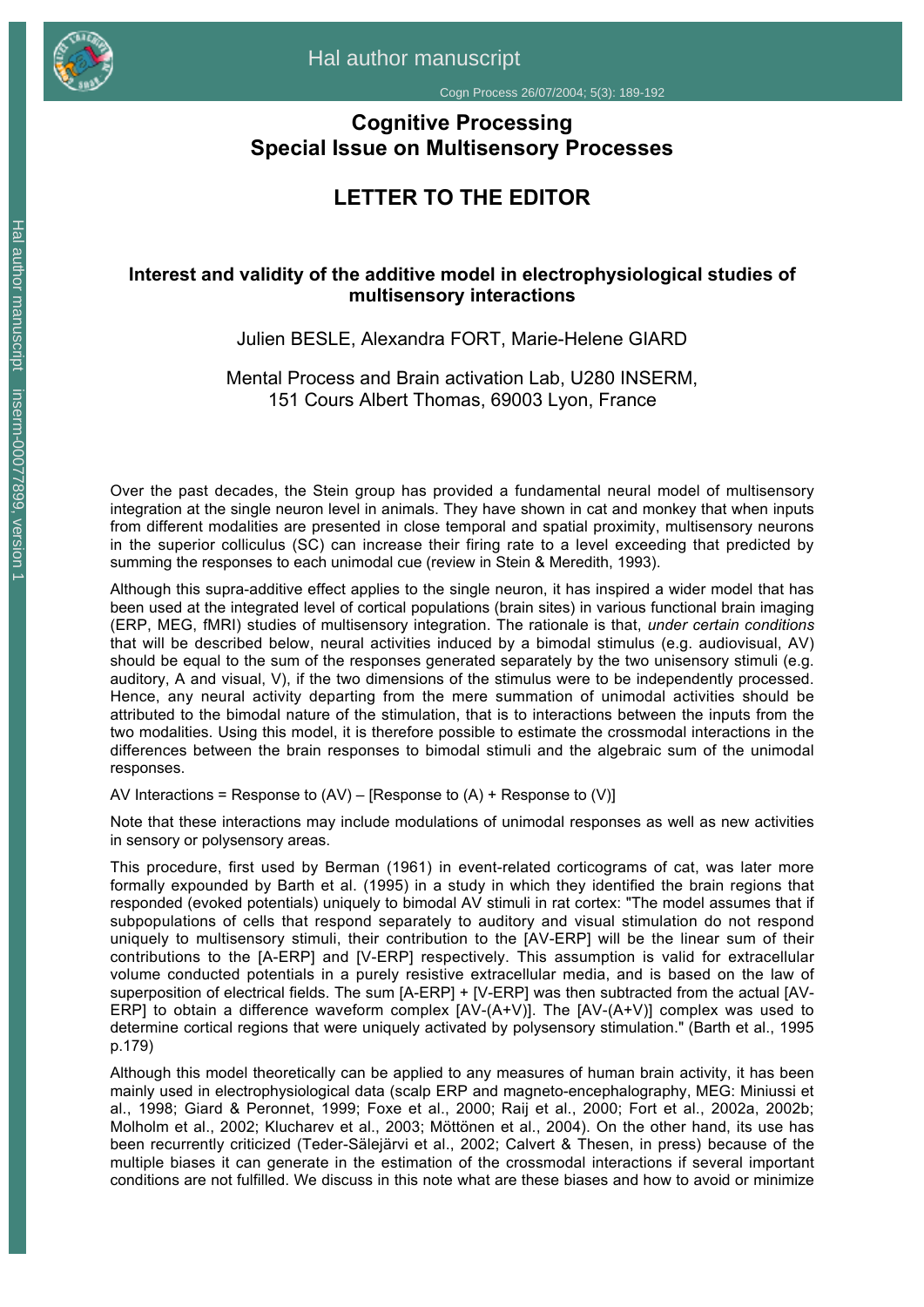# Cognitive Processing
# Special Issue on Multisensory Processes

## LETTER TO THE EDITOR

### Interest and validity of the additive model in electrophysiological studies of multisensory interactions

Julien BESLE, Alexandra FORT, Marie-Helene GIARD

Mental Process and Brain activation Lab, U280 INSERM,
151 Cours Albert Thomas, 69003 Lyon, France

Over the past decades, the Stein group has provided a fundamental neural model of multisensory integration at the single neuron level in animals. They have shown in cat and monkey that when inputs from different modalities are presented in close temporal and spatial proximity, multisensory neurons in the superior colliculus (SC) can increase their firing rate to a level exceeding that predicted by summing the responses to each unimodal cue (review in Stein & Meredith, 1993).

Although this supra-additive effect applies to the single neuron, it has inspired a wider model that has been used at the integrated level of cortical populations (brain sites) in various functional brain imaging (ERP, MEG, fMRI) studies of multisensory integration. The rationale is that, *under certain conditions* that will be described below, neural activities induced by a bimodal stimulus (e.g. audiovisual, AV) should be equal to the sum of the responses generated separately by the two unisensory stimuli (e.g. auditory, A and visual, V), if the two dimensions of the stimulus were to be independently processed. Hence, any neural activity departing from the mere summation of unimodal activities should be attributed to the bimodal nature of the stimulation, that is to interactions between the inputs from the two modalities. Using this model, it is therefore possible to estimate the crossmodal interactions in the differences between the brain responses to bimodal stimuli and the algebraic sum of the unimodal responses.

AV Interactions = Response to (AV) – [Response to (A) + Response to (V)]

Note that these interactions may include modulations of unimodal responses as well as new activities in sensory or polysensory areas.

This procedure, first used by Berman (1961) in event-related corticograms of cat, was later more formally expounded by Barth et al. (1995) in a study in which they identified the brain regions that responded (evoked potentials) uniquely to bimodal AV stimuli in rat cortex: "The model assumes that if subpopulations of cells that respond separately to auditory and visual stimulation do not respond uniquely to multisensory stimuli, their contribution to the [AV-ERP] will be the linear sum of their contributions to the [A-ERP] and [V-ERP] respectively. This assumption is valid for extracellular volume conducted potentials in a purely resistive extracellular media, and is based on the law of superposition of electrical fields. The sum [A-ERP] + [V-ERP] was then subtracted from the actual [AV-ERP] to obtain a difference waveform complex [AV-(A+V)]. The [AV-(A+V)] complex was used to determine cortical regions that were uniquely activated by polysensory stimulation." (Barth et al., 1995 p.179)

Although this model theoretically can be applied to any measures of human brain activity, it has been mainly used in electrophysiological data (scalp ERP and magneto-encephalography, MEG: Miniussi et al., 1998; Giard & Peronnet, 1999; Foxe et al., 2000; Raij et al., 2000; Fort et al., 2002a, 2002b; Molholm et al., 2002; Klucharev et al., 2003; Möttönen et al., 2004). On the other hand, its use has been recurrently criticized (Teder-Sälejärvi et al., 2002; Calvert & Thesen, in press) because of the multiple biases it can generate in the estimation of the crossmodal interactions if several important conditions are not fulfilled. We discuss in this note what are these biases and how to avoid or minimize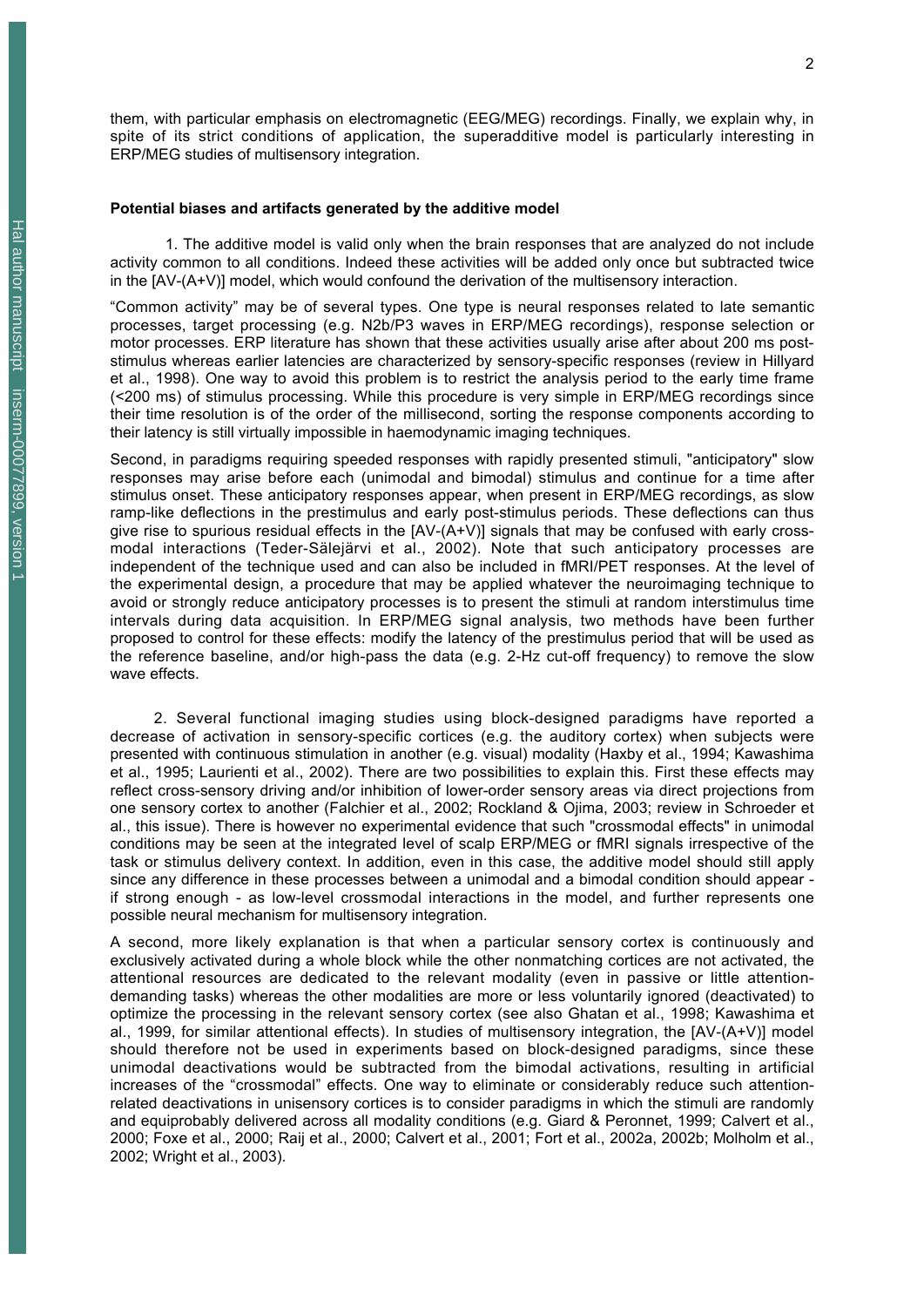them, with particular emphasis on electromagnetic (EEG/MEG) recordings. Finally, we explain why, in spite of its strict conditions of application, the superadditive model is particularly interesting in ERP/MEG studies of multisensory integration.

### Potential biases and artifacts generated by the additive model

1. The additive model is valid only when the brain responses that are analyzed do not include activity common to all conditions. Indeed these activities will be added only once but subtracted twice in the [AV-(A+V)] model, which would confound the derivation of the multisensory interaction.

"Common activity" may be of several types. One type is neural responses related to late semantic processes, target processing (e.g. N2b/P3 waves in ERP/MEG recordings), response selection or motor processes. ERP literature has shown that these activities usually arise after about 200 ms post-stimulus whereas earlier latencies are characterized by sensory-specific responses (review in Hillyard et al., 1998). One way to avoid this problem is to restrict the analysis period to the early time frame (<200 ms) of stimulus processing. While this procedure is very simple in ERP/MEG recordings since their time resolution is of the order of the millisecond, sorting the response components according to their latency is still virtually impossible in haemodynamic imaging techniques.

Second, in paradigms requiring speeded responses with rapidly presented stimuli, "anticipatory" slow responses may arise before each (unimodal and bimodal) stimulus and continue for a time after stimulus onset. These anticipatory responses appear, when present in ERP/MEG recordings, as slow ramp-like deflections in the prestimulus and early post-stimulus periods. These deflections can thus give rise to spurious residual effects in the [AV-(A+V)] signals that may be confused with early cross-modal interactions (Teder-Sälejärvi et al., 2002). Note that such anticipatory processes are independent of the technique used and can also be included in fMRI/PET responses. At the level of the experimental design, a procedure that may be applied whatever the neuroimaging technique to avoid or strongly reduce anticipatory processes is to present the stimuli at random interstimulus time intervals during data acquisition. In ERP/MEG signal analysis, two methods have been further proposed to control for these effects: modify the latency of the prestimulus period that will be used as the reference baseline, and/or high-pass the data (e.g. 2-Hz cut-off frequency) to remove the slow wave effects.

2. Several functional imaging studies using block-designed paradigms have reported a decrease of activation in sensory-specific cortices (e.g. the auditory cortex) when subjects were presented with continuous stimulation in another (e.g. visual) modality (Haxby et al., 1994; Kawashima et al., 1995; Laurienti et al., 2002). There are two possibilities to explain this. First these effects may reflect cross-sensory driving and/or inhibition of lower-order sensory areas via direct projections from one sensory cortex to another (Falchier et al., 2002; Rockland & Ojima, 2003; review in Schroeder et al., this issue). There is however no experimental evidence that such "crossmodal effects" in unimodal conditions may be seen at the integrated level of scalp ERP/MEG or fMRI signals irrespective of the task or stimulus delivery context. In addition, even in this case, the additive model should still apply since any difference in these processes between a unimodal and a bimodal condition should appear - if strong enough - as low-level crossmodal interactions in the model, and further represents one possible neural mechanism for multisensory integration.

A second, more likely explanation is that when a particular sensory cortex is continuously and exclusively activated during a whole block while the other nonmatching cortices are not activated, the attentional resources are dedicated to the relevant modality (even in passive or little attention-demanding tasks) whereas the other modalities are more or less voluntarily ignored (deactivated) to optimize the processing in the relevant sensory cortex (see also Ghatan et al., 1998; Kawashima et al., 1999, for similar attentional effects). In studies of multisensory integration, the [AV-(A+V)] model should therefore not be used in experiments based on block-designed paradigms, since these unimodal deactivations would be subtracted from the bimodal activations, resulting in artificial increases of the "crossmodal" effects. One way to eliminate or considerably reduce such attention-related deactivations in unisensory cortices is to consider paradigms in which the stimuli are randomly and equiprobably delivered across all modality conditions (e.g. Giard & Peronnet, 1999; Calvert et al., 2000; Foxe et al., 2000; Raij et al., 2000; Calvert et al., 2001; Fort et al., 2002a, 2002b; Molholm et al., 2002; Wright et al., 2003).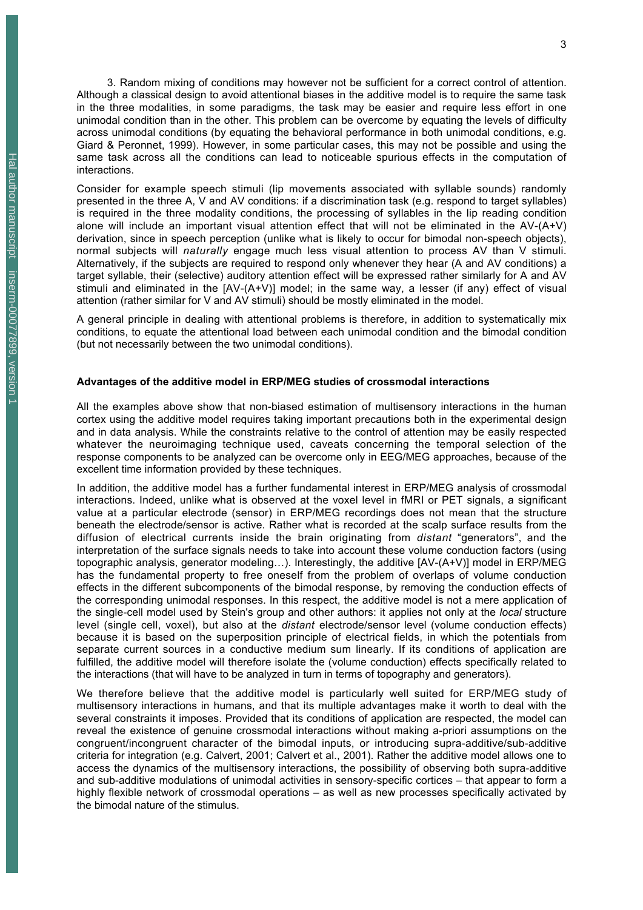3. Random mixing of conditions may however not be sufficient for a correct control of attention. Although a classical design to avoid attentional biases in the additive model is to require the same task in the three modalities, in some paradigms, the task may be easier and require less effort in one unimodal condition than in the other. This problem can be overcome by equating the levels of difficulty across unimodal conditions (by equating the behavioral performance in both unimodal conditions, e.g. Giard & Peronnet, 1999). However, in some particular cases, this may not be possible and using the same task across all the conditions can lead to noticeable spurious effects in the computation of interactions.

Consider for example speech stimuli (lip movements associated with syllable sounds) randomly presented in the three A, V and AV conditions: if a discrimination task (e.g. respond to target syllables) is required in the three modality conditions, the processing of syllables in the lip reading condition alone will include an important visual attention effect that will not be eliminated in the AV-(A+V) derivation, since in speech perception (unlike what is likely to occur for bimodal non-speech objects), normal subjects will *naturally* engage much less visual attention to process AV than V stimuli. Alternatively, if the subjects are required to respond only whenever they hear (A and AV conditions) a target syllable, their (selective) auditory attention effect will be expressed rather similarly for A and AV stimuli and eliminated in the [AV-(A+V)] model; in the same way, a lesser (if any) effect of visual attention (rather similar for V and AV stimuli) should be mostly eliminated in the model.

A general principle in dealing with attentional problems is therefore, in addition to systematically mix conditions, to equate the attentional load between each unimodal condition and the bimodal condition (but not necessarily between the two unimodal conditions).

**Advantages of the additive model in ERP/MEG studies of crossmodal interactions**

All the examples above show that non-biased estimation of multisensory interactions in the human cortex using the additive model requires taking important precautions both in the experimental design and in data analysis. While the constraints relative to the control of attention may be easily respected whatever the neuroimaging technique used, caveats concerning the temporal selection of the response components to be analyzed can be overcome only in EEG/MEG approaches, because of the excellent time information provided by these techniques.

In addition, the additive model has a further fundamental interest in ERP/MEG analysis of crossmodal interactions. Indeed, unlike what is observed at the voxel level in fMRI or PET signals, a significant value at a particular electrode (sensor) in ERP/MEG recordings does not mean that the structure beneath the electrode/sensor is active. Rather what is recorded at the scalp surface results from the diffusion of electrical currents inside the brain originating from *distant* "generators", and the interpretation of the surface signals needs to take into account these volume conduction factors (using topographic analysis, generator modeling…). Interestingly, the additive [AV-(A+V)] model in ERP/MEG has the fundamental property to free oneself from the problem of overlaps of volume conduction effects in the different subcomponents of the bimodal response, by removing the conduction effects of the corresponding unimodal responses. In this respect, the additive model is not a mere application of the single-cell model used by Stein's group and other authors: it applies not only at the *local* structure level (single cell, voxel), but also at the *distant* electrode/sensor level (volume conduction effects) because it is based on the superposition principle of electrical fields, in which the potentials from separate current sources in a conductive medium sum linearly. If its conditions of application are fulfilled, the additive model will therefore isolate the (volume conduction) effects specifically related to the interactions (that will have to be analyzed in turn in terms of topography and generators).

We therefore believe that the additive model is particularly well suited for ERP/MEG study of multisensory interactions in humans, and that its multiple advantages make it worth to deal with the several constraints it imposes. Provided that its conditions of application are respected, the model can reveal the existence of genuine crossmodal interactions without making a-priori assumptions on the congruent/incongruent character of the bimodal inputs, or introducing supra-additive/sub-additive criteria for integration (e.g. Calvert, 2001; Calvert et al., 2001). Rather the additive model allows one to access the dynamics of the multisensory interactions, the possibility of observing both supra-additive and sub-additive modulations of unimodal activities in sensory-specific cortices – that appear to form a highly flexible network of crossmodal operations – as well as new processes specifically activated by the bimodal nature of the stimulus.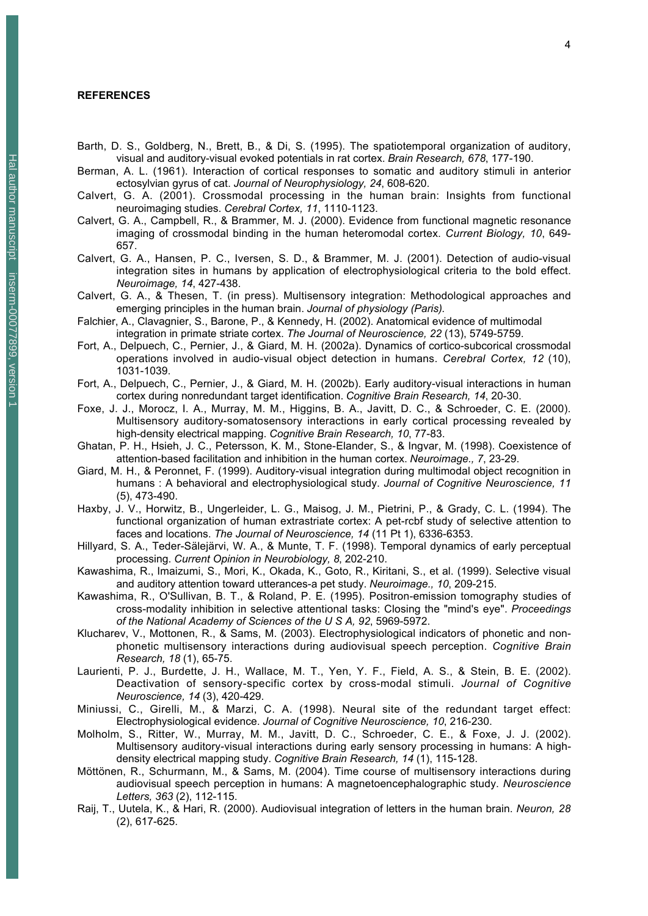## REFERENCES

Barth, D. S., Goldberg, N., Brett, B., & Di, S. (1995). The spatiotemporal organization of auditory, visual and auditory-visual evoked potentials in rat cortex. *Brain Research, 678*, 177-190.

Berman, A. L. (1961). Interaction of cortical responses to somatic and auditory stimuli in anterior ectosylvian gyrus of cat. *Journal of Neurophysiology, 24*, 608-620.

Calvert, G. A. (2001). Crossmodal processing in the human brain: Insights from functional neuroimaging studies. *Cerebral Cortex, 11*, 1110-1123.

Calvert, G. A., Campbell, R., & Brammer, M. J. (2000). Evidence from functional magnetic resonance imaging of crossmodal binding in the human heteromodal cortex. *Current Biology, 10*, 649-657.

Calvert, G. A., Hansen, P. C., Iversen, S. D., & Brammer, M. J. (2001). Detection of audio-visual integration sites in humans by application of electrophysiological criteria to the bold effect. *Neuroimage, 14*, 427-438.

Calvert, G. A., & Thesen, T. (in press). Multisensory integration: Methodological approaches and emerging principles in the human brain. *Journal of physiology (Paris)*.

Falchier, A., Clavagnier, S., Barone, P., & Kennedy, H. (2002). Anatomical evidence of multimodal integration in primate striate cortex. *The Journal of Neuroscience, 22* (13), 5749-5759.

Fort, A., Delpuech, C., Pernier, J., & Giard, M. H. (2002a). Dynamics of cortico-subcorical crossmodal operations involved in audio-visual object detection in humans. *Cerebral Cortex, 12* (10), 1031-1039.

Fort, A., Delpuech, C., Pernier, J., & Giard, M. H. (2002b). Early auditory-visual interactions in human cortex during nonredundant target identification. *Cognitive Brain Research, 14*, 20-30.

Foxe, J. J., Morocz, I. A., Murray, M. M., Higgins, B. A., Javitt, D. C., & Schroeder, C. E. (2000). Multisensory auditory-somatosensory interactions in early cortical processing revealed by high-density electrical mapping. *Cognitive Brain Research, 10*, 77-83.

Ghatan, P. H., Hsieh, J. C., Petersson, K. M., Stone-Elander, S., & Ingvar, M. (1998). Coexistence of attention-based facilitation and inhibition in the human cortex. *Neuroimage., 7*, 23-29.

Giard, M. H., & Peronnet, F. (1999). Auditory-visual integration during multimodal object recognition in humans : A behavioral and electrophysiological study. *Journal of Cognitive Neuroscience, 11* (5), 473-490.

Haxby, J. V., Horwitz, B., Ungerleider, L. G., Maisog, J. M., Pietrini, P., & Grady, C. L. (1994). The functional organization of human extrastriate cortex: A pet-rcbf study of selective attention to faces and locations. *The Journal of Neuroscience, 14* (11 Pt 1), 6336-6353.

Hillyard, S. A., Teder-Sälejärvi, W. A., & Munte, T. F. (1998). Temporal dynamics of early perceptual processing. *Current Opinion in Neurobiology, 8*, 202-210.

Kawashima, R., Imaizumi, S., Mori, K., Okada, K., Goto, R., Kiritani, S., et al. (1999). Selective visual and auditory attention toward utterances-a pet study. *Neuroimage., 10*, 209-215.

Kawashima, R., O'Sullivan, B. T., & Roland, P. E. (1995). Positron-emission tomography studies of cross-modality inhibition in selective attentional tasks: Closing the "mind's eye". *Proceedings of the National Academy of Sciences of the U S A, 92*, 5969-5972.

Klucharev, V., Mottonen, R., & Sams, M. (2003). Electrophysiological indicators of phonetic and non-phonetic multisensory interactions during audiovisual speech perception. *Cognitive Brain Research, 18* (1), 65-75.

Laurienti, P. J., Burdette, J. H., Wallace, M. T., Yen, Y. F., Field, A. S., & Stein, B. E. (2002). Deactivation of sensory-specific cortex by cross-modal stimuli. *Journal of Cognitive Neuroscience, 14* (3), 420-429.

Miniussi, C., Girelli, M., & Marzi, C. A. (1998). Neural site of the redundant target effect: Electrophysiological evidence. *Journal of Cognitive Neuroscience, 10*, 216-230.

Molholm, S., Ritter, W., Murray, M. M., Javitt, D. C., Schroeder, C. E., & Foxe, J. J. (2002). Multisensory auditory-visual interactions during early sensory processing in humans: A high-density electrical mapping study. *Cognitive Brain Research, 14* (1), 115-128.

Möttönen, R., Schurmann, M., & Sams, M. (2004). Time course of multisensory interactions during audiovisual speech perception in humans: A magnetoencephalographic study. *Neuroscience Letters, 363* (2), 112-115.

Raij, T., Uutela, K., & Hari, R. (2000). Audiovisual integration of letters in the human brain. *Neuron, 28* (2), 617-625.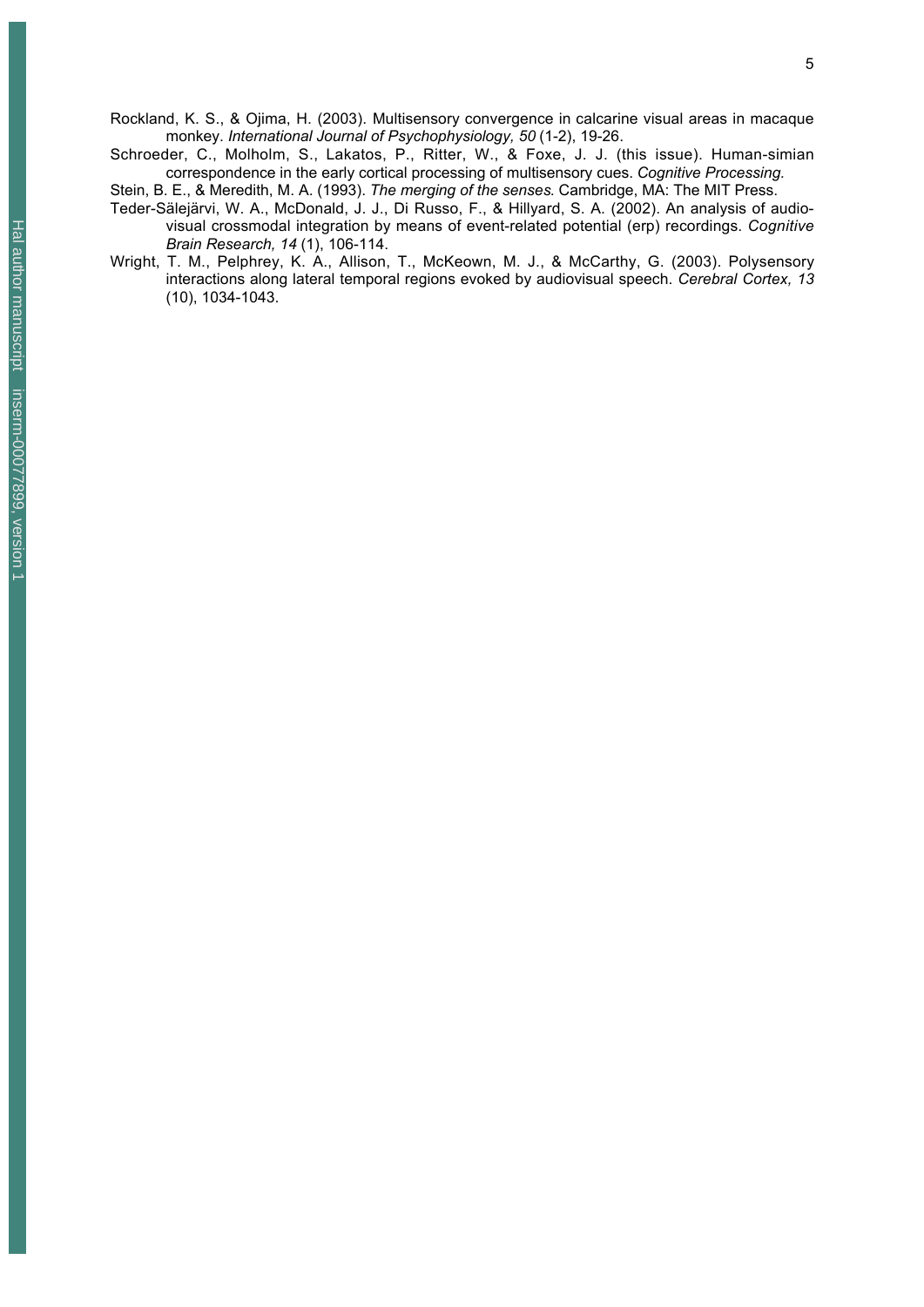Rockland, K. S., & Ojima, H. (2003). Multisensory convergence in calcarine visual areas in macaque monkey. *International Journal of Psychophysiology, 50* (1-2), 19-26.

Schroeder, C., Molholm, S., Lakatos, P., Ritter, W., & Foxe, J. J. (this issue). Human-simian correspondence in the early cortical processing of multisensory cues. *Cognitive Processing.*

Stein, B. E., & Meredith, M. A. (1993). *The merging of the senses.* Cambridge, MA: The MIT Press.

Teder-Sälejärvi, W. A., McDonald, J. J., Di Russo, F., & Hillyard, S. A. (2002). An analysis of audio-visual crossmodal integration by means of event-related potential (erp) recordings. *Cognitive Brain Research, 14* (1), 106-114.

Wright, T. M., Pelphrey, K. A., Allison, T., McKeown, M. J., & McCarthy, G. (2003). Polysensory interactions along lateral temporal regions evoked by audiovisual speech. *Cerebral Cortex, 13* (10), 1034-1043.